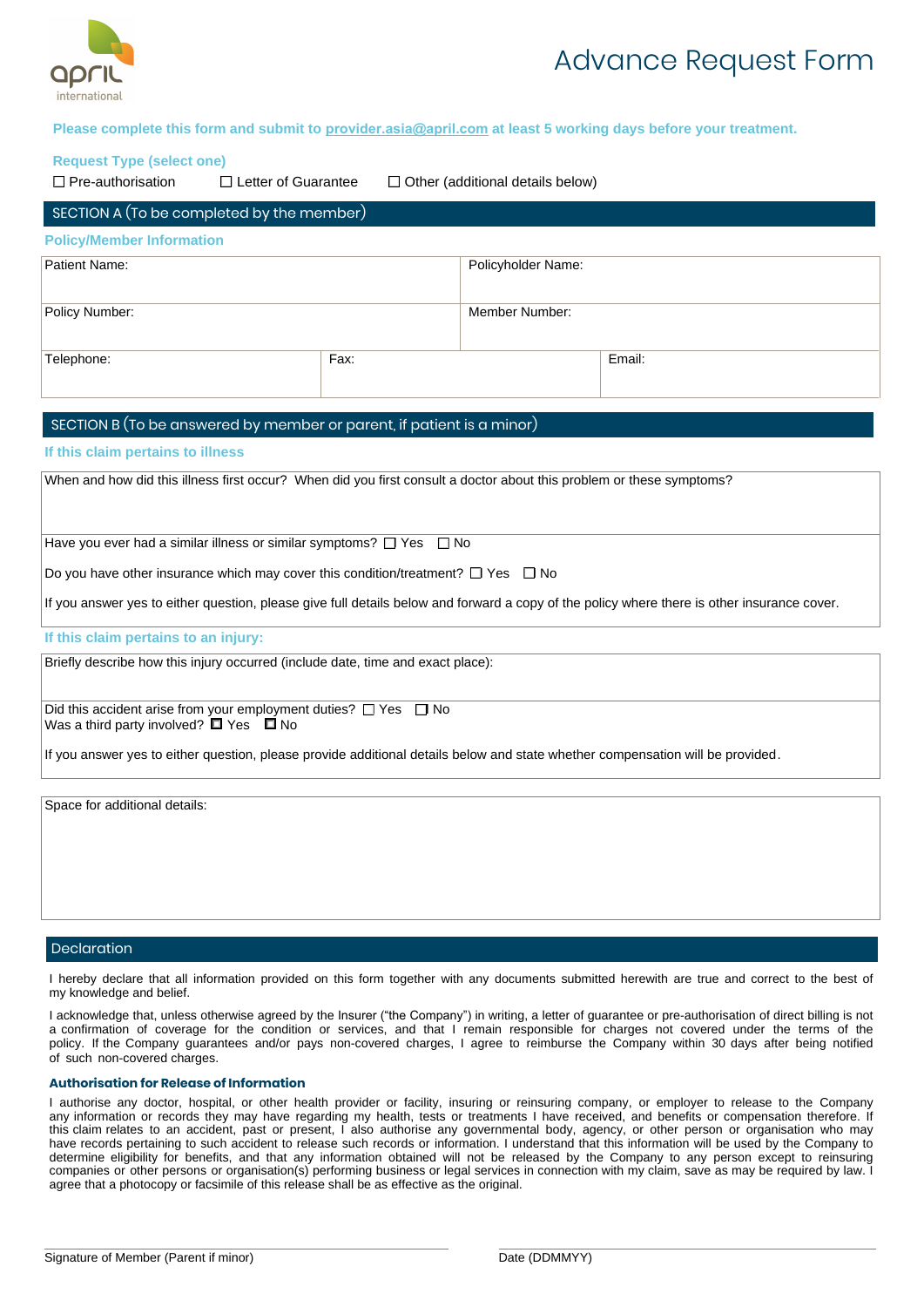april international

# Advance Request Form

**Please complete this form and submit to provider.asia@april.com at least 5 working days before your treatment.**

**Request Type (select one)**

☐ Pre-authorisation ☐ Letter of Guarantee ☐ Other (additional details below)

## SECTION A (To be completed by the member)

**Policy/Member Information**

| Patient Name: | | Policyholder Name: |
|---|---|---|
| Policy Number: | | Member Number: |
| Telephone: | Fax: | Email: |

## SECTION B (To be answered by member or parent, if patient is a minor)

**If this claim pertains to illness**

When and how did this illness first occur? When did you first consult a doctor about this problem or these symptoms?

Have you ever had a similar illness or similar symptoms? ☐ Yes ☐ No

Do you have other insurance which may cover this condition/treatment? ☐ Yes ☐ No

If you answer yes to either question, please give full details below and forward a copy of the policy where there is other insurance cover.

**If this claim pertains to an injury:**

Briefly describe how this injury occurred (include date, time and exact place):

Did this accident arise from your employment duties? ☐ Yes ☐ No
Was a third party involved? ☐ Yes ☐ No

If you answer yes to either question, please provide additional details below and state whether compensation will be provided.

Space for additional details:

## Declaration

I hereby declare that all information provided on this form together with any documents submitted herewith are true and correct to the best of my knowledge and belief.

I acknowledge that, unless otherwise agreed by the Insurer ("the Company") in writing, a letter of guarantee or pre-authorisation of direct billing is not a confirmation of coverage for the condition or services, and that I remain responsible for charges not covered under the terms of the policy. If the Company guarantees and/or pays non-covered charges, I agree to reimburse the Company within 30 days after being notified of such non-covered charges.

**Authorisation for Release of Information**

I authorise any doctor, hospital, or other health provider or facility, insuring or reinsuring company, or employer to release to the Company any information or records they may have regarding my health, tests or treatments I have received, and benefits or compensation therefore. If this claim relates to an accident, past or present, I also authorise any governmental body, agency, or other person or organisation who may have records pertaining to such accident to release such records or information. I understand that this information will be used by the Company to determine eligibility for benefits, and that any information obtained will not be released by the Company to any person except to reinsuring companies or other persons or organisation(s) performing business or legal services in connection with my claim, save as may be required by law. I agree that a photocopy or facsimile of this release shall be as effective as the original.

Signature of Member (Parent if minor) ____________________

Date (DDMMYY) ____________________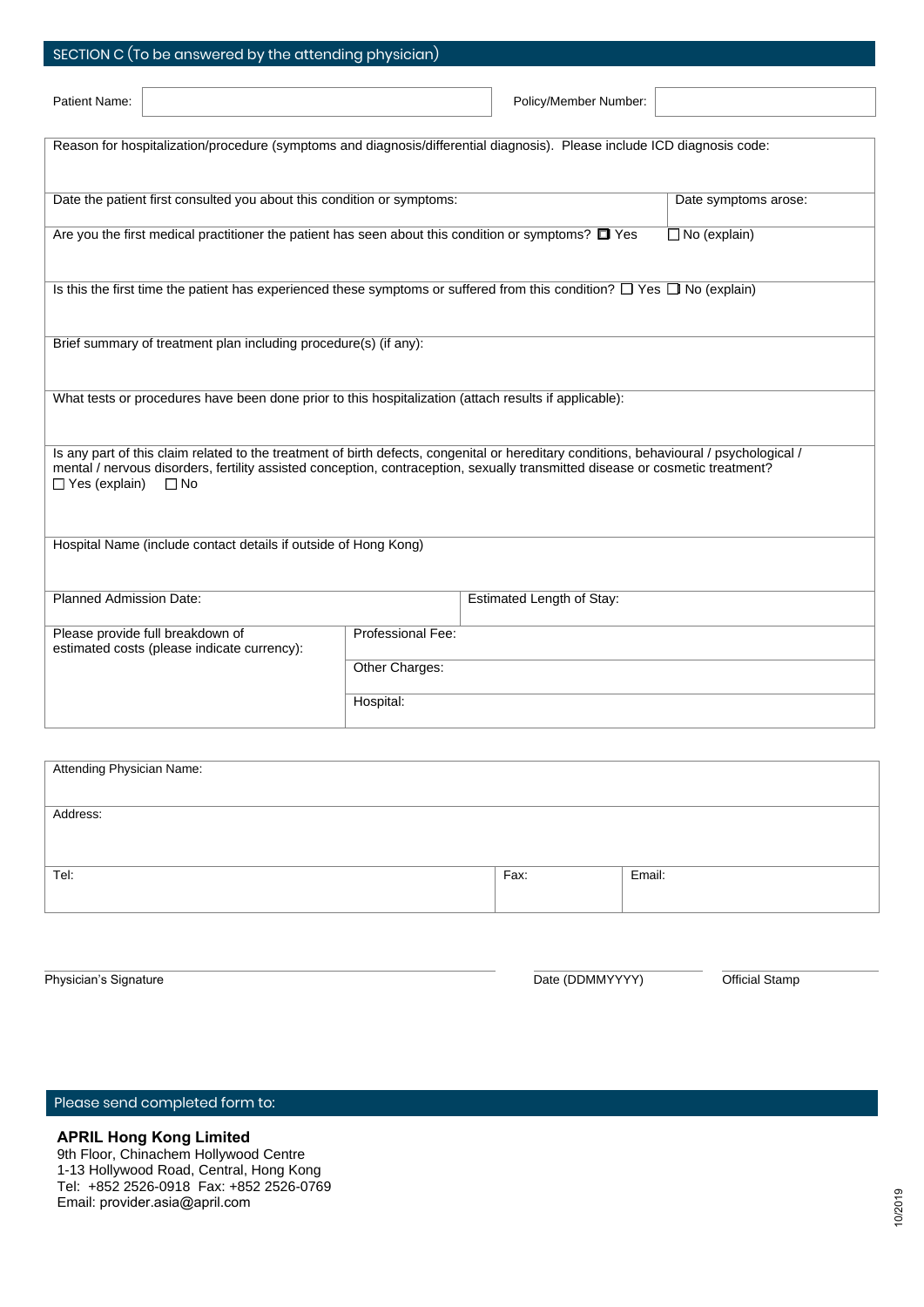## SECTION C (To be answered by the attending physician)

| | | | |
|---|---|---|---|
| Patient Name: | | Policy/Member Number: | |

| | |
|---|---|
| Reason for hospitalization/procedure (symptoms and diagnosis/differential diagnosis). Please include ICD diagnosis code: | |
| Date the patient first consulted you about this condition or symptoms: | Date symptoms arose: |
| Are you the first medical practitioner the patient has seen about this condition or symptoms? ☐ Yes | ☐ No (explain) |
| Is this the first time the patient has experienced these symptoms or suffered from this condition? ☐ Yes ☐ No (explain) | |
| Brief summary of treatment plan including procedure(s) (if any): | |
| What tests or procedures have been done prior to this hospitalization (attach results if applicable): | |
| Is any part of this claim related to the treatment of birth defects, congenital or hereditary conditions, behavioural / psychological / mental / nervous disorders, fertility assisted conception, contraception, sexually transmitted disease or cosmetic treatment? ☐ Yes (explain) ☐ No | |
| Hospital Name (include contact details if outside of Hong Kong) | |

| | |
|---|---|
| Planned Admission Date: | Estimated Length of Stay: |

| | |
|---|---|
| Please provide full breakdown of estimated costs (please indicate currency): | Professional Fee: |
| | Other Charges: |
| | Hospital: |

| | | |
|---|---|---|
| Attending Physician Name: | | |
| Address: | | |
| Tel: | Fax: | Email: |

Physician's Signature

Date (DDMMYYYY)

Official Stamp

## Please send completed form to:

**APRIL Hong Kong Limited**
9th Floor, Chinachem Hollywood Centre
1-13 Hollywood Road, Central, Hong Kong
Tel: +852 2526-0918 Fax: +852 2526-0769
Email: provider.asia@april.com

10/2019